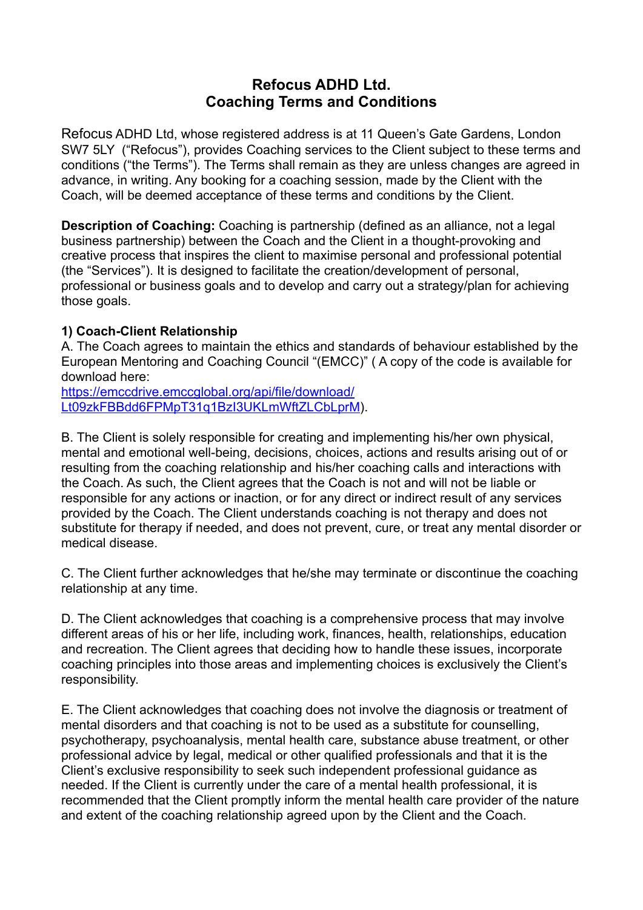# Refocus ADHD Ltd.
# Coaching Terms and Conditions

Refocus ADHD Ltd, whose registered address is at 11 Queen's Gate Gardens, London SW7 5LY ("Refocus"), provides Coaching services to the Client subject to these terms and conditions ("the Terms"). The Terms shall remain as they are unless changes are agreed in advance, in writing. Any booking for a coaching session, made by the Client with the Coach, will be deemed acceptance of these terms and conditions by the Client.

**Description of Coaching:** Coaching is partnership (defined as an alliance, not a legal business partnership) between the Coach and the Client in a thought-provoking and creative process that inspires the client to maximise personal and professional potential (the "Services"). It is designed to facilitate the creation/development of personal, professional or business goals and to develop and carry out a strategy/plan for achieving those goals.

### 1) Coach-Client Relationship

A. The Coach agrees to maintain the ethics and standards of behaviour established by the European Mentoring and Coaching Council "(EMCC)" ( A copy of the code is available for download here: [https://emccdrive.emccglobal.org/api/file/download/Lt09zkFBBdd6FPMpT31q1BzI3UKLmWftZLCbLprM](https://emccdrive.emccglobal.org/api/file/download/Lt09zkFBBdd6FPMpT31q1BzI3UKLmWftZLCbLprM)).

B. The Client is solely responsible for creating and implementing his/her own physical, mental and emotional well-being, decisions, choices, actions and results arising out of or resulting from the coaching relationship and his/her coaching calls and interactions with the Coach. As such, the Client agrees that the Coach is not and will not be liable or responsible for any actions or inaction, or for any direct or indirect result of any services provided by the Coach. The Client understands coaching is not therapy and does not substitute for therapy if needed, and does not prevent, cure, or treat any mental disorder or medical disease.

C. The Client further acknowledges that he/she may terminate or discontinue the coaching relationship at any time.

D. The Client acknowledges that coaching is a comprehensive process that may involve different areas of his or her life, including work, finances, health, relationships, education and recreation. The Client agrees that deciding how to handle these issues, incorporate coaching principles into those areas and implementing choices is exclusively the Client's responsibility.

E. The Client acknowledges that coaching does not involve the diagnosis or treatment of mental disorders and that coaching is not to be used as a substitute for counselling, psychotherapy, psychoanalysis, mental health care, substance abuse treatment, or other professional advice by legal, medical or other qualified professionals and that it is the Client's exclusive responsibility to seek such independent professional guidance as needed. If the Client is currently under the care of a mental health professional, it is recommended that the Client promptly inform the mental health care provider of the nature and extent of the coaching relationship agreed upon by the Client and the Coach.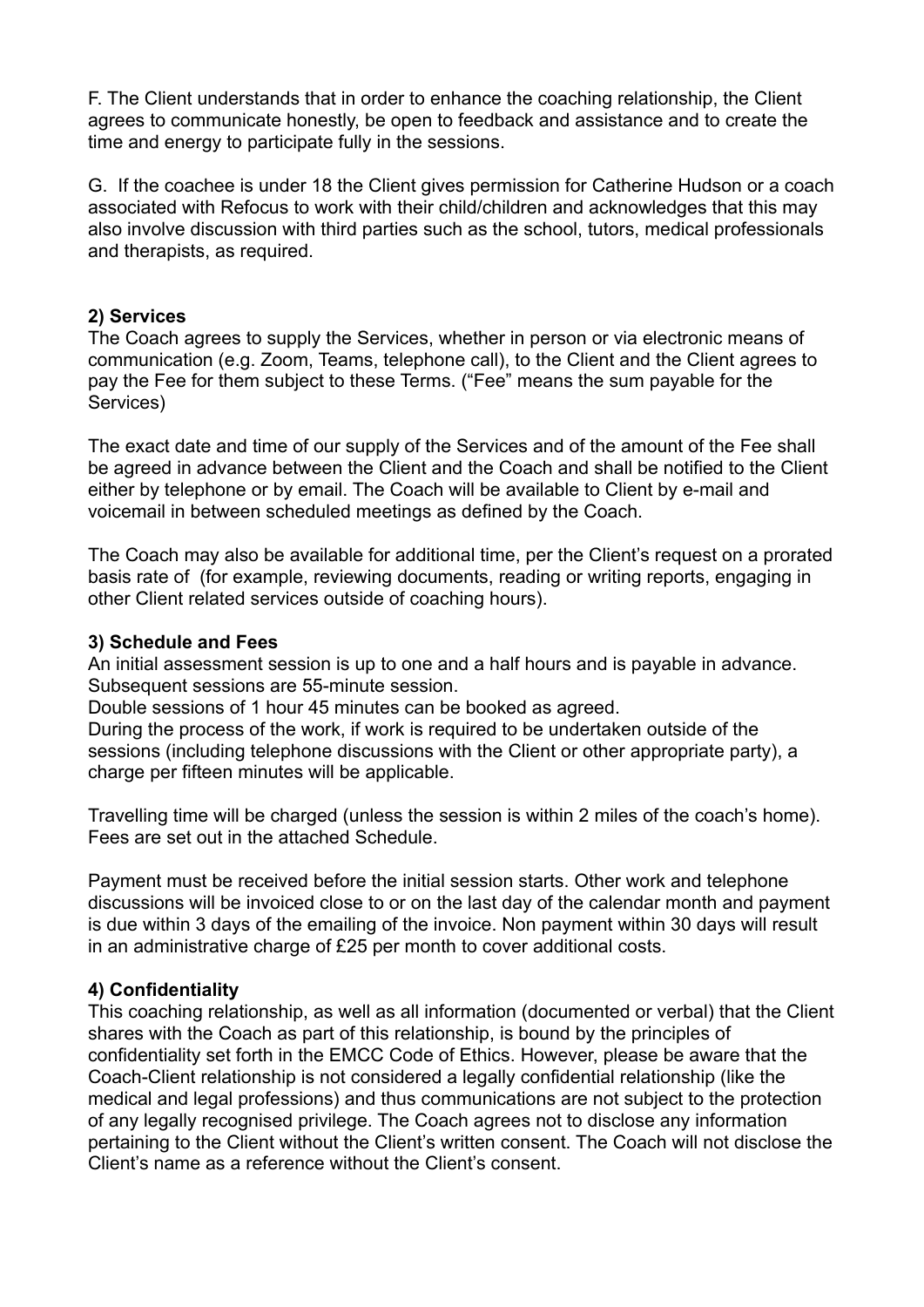F. The Client understands that in order to enhance the coaching relationship, the Client agrees to communicate honestly, be open to feedback and assistance and to create the time and energy to participate fully in the sessions.

G. If the coachee is under 18 the Client gives permission for Catherine Hudson or a coach associated with Refocus to work with their child/children and acknowledges that this may also involve discussion with third parties such as the school, tutors, medical professionals and therapists, as required.

**2) Services**

The Coach agrees to supply the Services, whether in person or via electronic means of communication (e.g. Zoom, Teams, telephone call), to the Client and the Client agrees to pay the Fee for them subject to these Terms. ("Fee" means the sum payable for the Services)

The exact date and time of our supply of the Services and of the amount of the Fee shall be agreed in advance between the Client and the Coach and shall be notified to the Client either by telephone or by email. The Coach will be available to Client by e-mail and voicemail in between scheduled meetings as defined by the Coach.

The Coach may also be available for additional time, per the Client's request on a prorated basis rate of (for example, reviewing documents, reading or writing reports, engaging in other Client related services outside of coaching hours).

**3) Schedule and Fees**

An initial assessment session is up to one and a half hours and is payable in advance. Subsequent sessions are 55-minute session.
Double sessions of 1 hour 45 minutes can be booked as agreed.
During the process of the work, if work is required to be undertaken outside of the sessions (including telephone discussions with the Client or other appropriate party), a charge per fifteen minutes will be applicable.

Travelling time will be charged (unless the session is within 2 miles of the coach's home). Fees are set out in the attached Schedule.

Payment must be received before the initial session starts. Other work and telephone discussions will be invoiced close to or on the last day of the calendar month and payment is due within 3 days of the emailing of the invoice. Non payment within 30 days will result in an administrative charge of £25 per month to cover additional costs.

**4) Confidentiality**

This coaching relationship, as well as all information (documented or verbal) that the Client shares with the Coach as part of this relationship, is bound by the principles of confidentiality set forth in the EMCC Code of Ethics. However, please be aware that the Coach-Client relationship is not considered a legally confidential relationship (like the medical and legal professions) and thus communications are not subject to the protection of any legally recognised privilege. The Coach agrees not to disclose any information pertaining to the Client without the Client's written consent. The Coach will not disclose the Client's name as a reference without the Client's consent.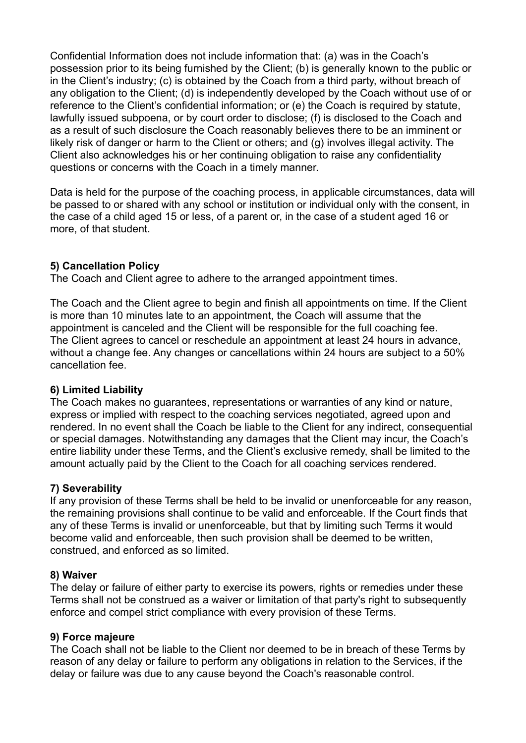Confidential Information does not include information that: (a) was in the Coach's possession prior to its being furnished by the Client; (b) is generally known to the public or in the Client's industry; (c) is obtained by the Coach from a third party, without breach of any obligation to the Client; (d) is independently developed by the Coach without use of or reference to the Client's confidential information; or (e) the Coach is required by statute, lawfully issued subpoena, or by court order to disclose; (f) is disclosed to the Coach and as a result of such disclosure the Coach reasonably believes there to be an imminent or likely risk of danger or harm to the Client or others; and (g) involves illegal activity. The Client also acknowledges his or her continuing obligation to raise any confidentiality questions or concerns with the Coach in a timely manner.

Data is held for the purpose of the coaching process, in applicable circumstances, data will be passed to or shared with any school or institution or individual only with the consent, in the case of a child aged 15 or less, of a parent or, in the case of a student aged 16 or more, of that student.

**5) Cancellation Policy**

The Coach and Client agree to adhere to the arranged appointment times.

The Coach and the Client agree to begin and finish all appointments on time. If the Client is more than 10 minutes late to an appointment, the Coach will assume that the appointment is canceled and the Client will be responsible for the full coaching fee. The Client agrees to cancel or reschedule an appointment at least 24 hours in advance, without a change fee. Any changes or cancellations within 24 hours are subject to a 50% cancellation fee.

**6) Limited Liability**

The Coach makes no guarantees, representations or warranties of any kind or nature, express or implied with respect to the coaching services negotiated, agreed upon and rendered. In no event shall the Coach be liable to the Client for any indirect, consequential or special damages. Notwithstanding any damages that the Client may incur, the Coach's entire liability under these Terms, and the Client's exclusive remedy, shall be limited to the amount actually paid by the Client to the Coach for all coaching services rendered.

**7) Severability**

If any provision of these Terms shall be held to be invalid or unenforceable for any reason, the remaining provisions shall continue to be valid and enforceable. If the Court finds that any of these Terms is invalid or unenforceable, but that by limiting such Terms it would become valid and enforceable, then such provision shall be deemed to be written, construed, and enforced as so limited.

**8) Waiver**

The delay or failure of either party to exercise its powers, rights or remedies under these Terms shall not be construed as a waiver or limitation of that party's right to subsequently enforce and compel strict compliance with every provision of these Terms.

**9) Force majeure**

The Coach shall not be liable to the Client nor deemed to be in breach of these Terms by reason of any delay or failure to perform any obligations in relation to the Services, if the delay or failure was due to any cause beyond the Coach's reasonable control.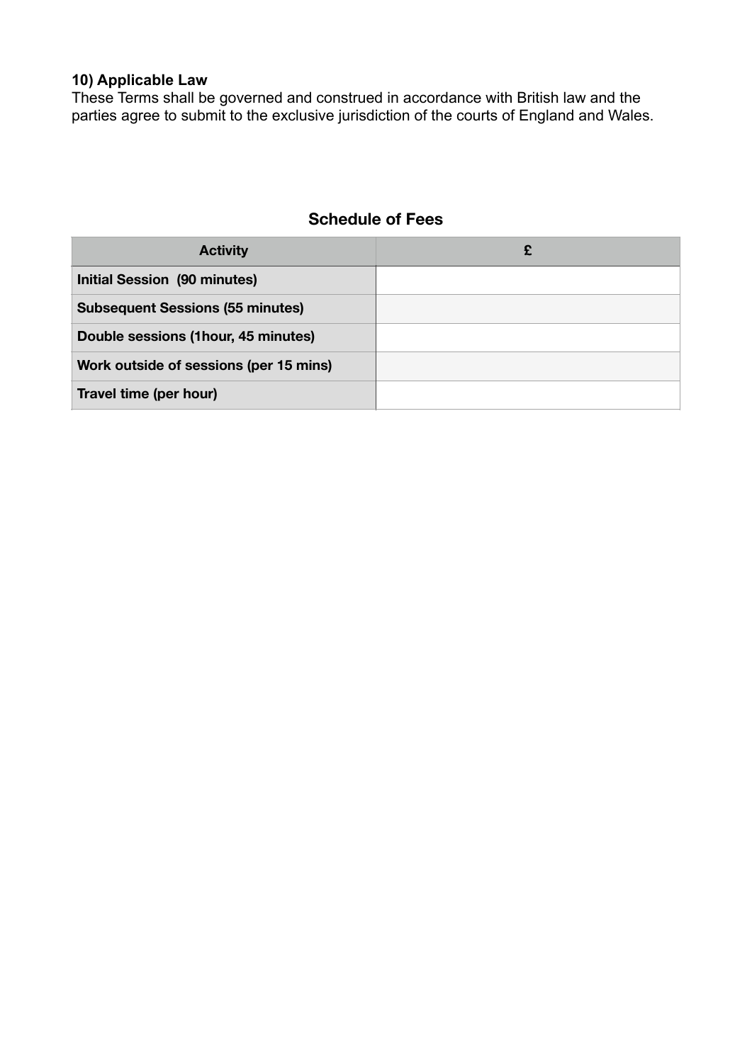### 10) Applicable Law

These Terms shall be governed and construed in accordance with British law and the parties agree to submit to the exclusive jurisdiction of the courts of England and Wales.

## Schedule of Fees

| Activity | £ |
| --- | --- |
| **Initial Session (90 minutes)** | |
| **Subsequent Sessions (55 minutes)** | |
| **Double sessions (1hour, 45 minutes)** | |
| **Work outside of sessions (per 15 mins)** | |
| **Travel time (per hour)** | |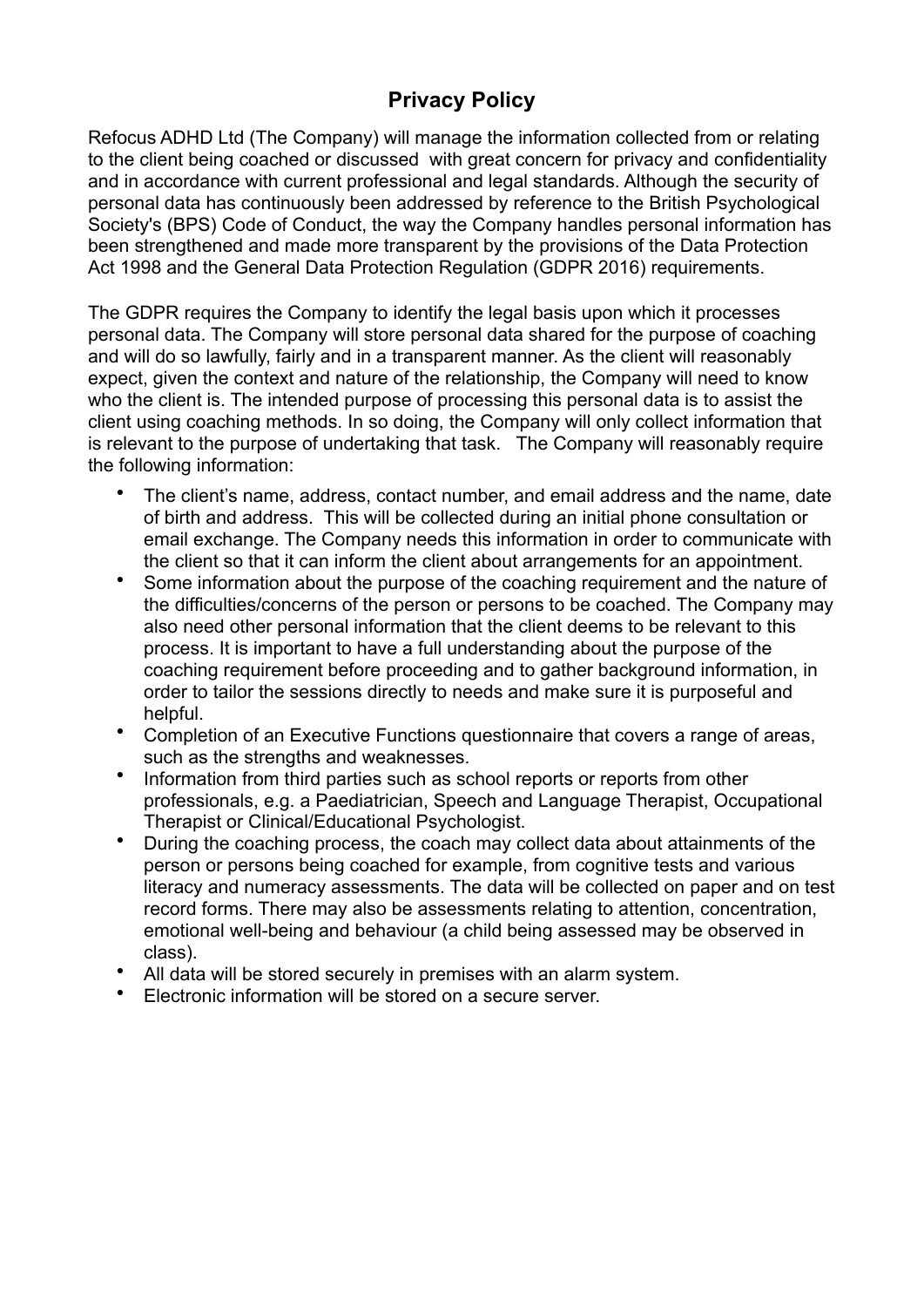## Privacy Policy

Refocus ADHD Ltd (The Company) will manage the information collected from or relating to the client being coached or discussed with great concern for privacy and confidentiality and in accordance with current professional and legal standards. Although the security of personal data has continuously been addressed by reference to the British Psychological Society's (BPS) Code of Conduct, the way the Company handles personal information has been strengthened and made more transparent by the provisions of the Data Protection Act 1998 and the General Data Protection Regulation (GDPR 2016) requirements.

The GDPR requires the Company to identify the legal basis upon which it processes personal data. The Company will store personal data shared for the purpose of coaching and will do so lawfully, fairly and in a transparent manner. As the client will reasonably expect, given the context and nature of the relationship, the Company will need to know who the client is. The intended purpose of processing this personal data is to assist the client using coaching methods. In so doing, the Company will only collect information that is relevant to the purpose of undertaking that task. The Company will reasonably require the following information:

- The client's name, address, contact number, and email address and the name, date of birth and address. This will be collected during an initial phone consultation or email exchange. The Company needs this information in order to communicate with the client so that it can inform the client about arrangements for an appointment.
- Some information about the purpose of the coaching requirement and the nature of the difficulties/concerns of the person or persons to be coached. The Company may also need other personal information that the client deems to be relevant to this process. It is important to have a full understanding about the purpose of the coaching requirement before proceeding and to gather background information, in order to tailor the sessions directly to needs and make sure it is purposeful and helpful.
- Completion of an Executive Functions questionnaire that covers a range of areas, such as the strengths and weaknesses.
- Information from third parties such as school reports or reports from other professionals, e.g. a Paediatrician, Speech and Language Therapist, Occupational Therapist or Clinical/Educational Psychologist.
- During the coaching process, the coach may collect data about attainments of the person or persons being coached for example, from cognitive tests and various literacy and numeracy assessments. The data will be collected on paper and on test record forms. There may also be assessments relating to attention, concentration, emotional well-being and behaviour (a child being assessed may be observed in class).
- All data will be stored securely in premises with an alarm system.
- Electronic information will be stored on a secure server.